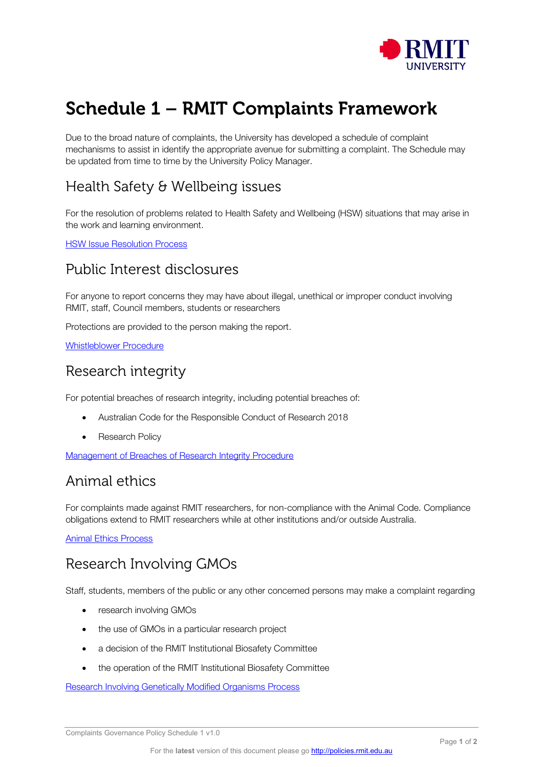# Schedule 1 – RMIT Complaints Framework

Due to the broad nature of complaints, the University has developed a schedule of complaint mechanisms to assist in identify the appropriate avenue for submitting a complaint. The Schedule may be updated from time to time by the University Policy Manager.

## Health Safety & Wellbeing issues

For the resolution of problems related to Health Safety and Wellbeing (HSW) situations that may arise in the work and learning environment.

[HSW Issue Resolution Process]

## Public Interest disclosures

For anyone to report concerns they may have about illegal, unethical or improper conduct involving RMIT, staff, Council members, students or researchers

Protections are provided to the person making the report.

[Whistleblower Procedure]

## Research integrity

For potential breaches of research integrity, including potential breaches of:

- Australian Code for the Responsible Conduct of Research 2018
- Research Policy

[Management of Breaches of Research Integrity Procedure]

## Animal ethics

For complaints made against RMIT researchers, for non-compliance with the Animal Code. Compliance obligations extend to RMIT researchers while at other institutions and/or outside Australia.

[Animal Ethics Process]

## Research Involving GMOs

Staff, students, members of the public or any other concerned persons may make a complaint regarding

- research involving GMOs
- the use of GMOs in a particular research project
- a decision of the RMIT Institutional Biosafety Committee
- the operation of the RMIT Institutional Biosafety Committee

[Research Involving Genetically Modified Organisms Process]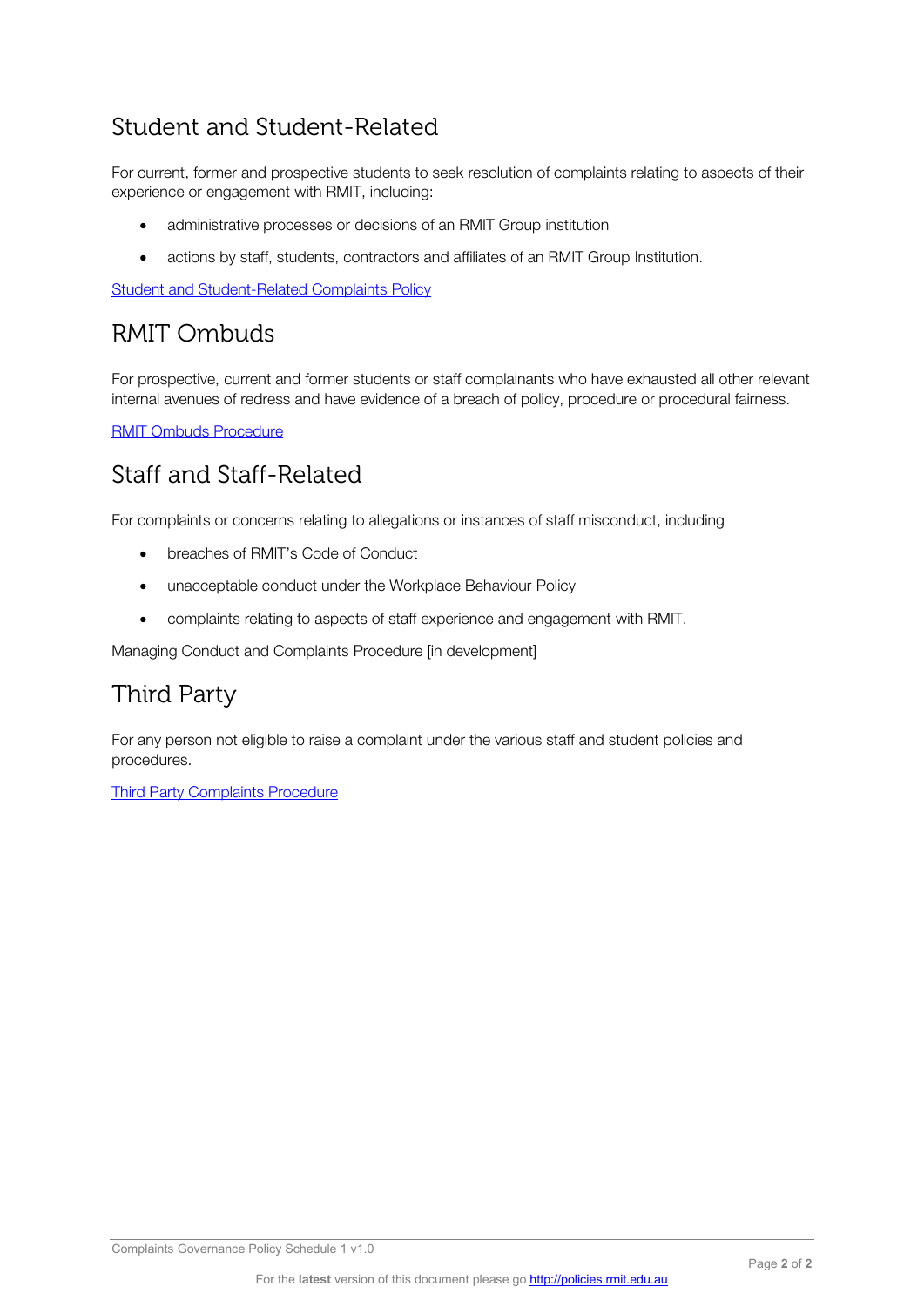## Student and Student-Related

For current, former and prospective students to seek resolution of complaints relating to aspects of their experience or engagement with RMIT, including:

- administrative processes or decisions of an RMIT Group institution
- actions by staff, students, contractors and affiliates of an RMIT Group Institution.

[Student and Student-Related Complaints Policy]

## RMIT Ombuds

For prospective, current and former students or staff complainants who have exhausted all other relevant internal avenues of redress and have evidence of a breach of policy, procedure or procedural fairness.

[RMIT Ombuds Procedure]

## Staff and Staff-Related

For complaints or concerns relating to allegations or instances of staff misconduct, including

- breaches of RMIT's Code of Conduct
- unacceptable conduct under the Workplace Behaviour Policy
- complaints relating to aspects of staff experience and engagement with RMIT.

Managing Conduct and Complaints Procedure [in development]

## Third Party

For any person not eligible to raise a complaint under the various staff and student policies and procedures.

[Third Party Complaints Procedure]